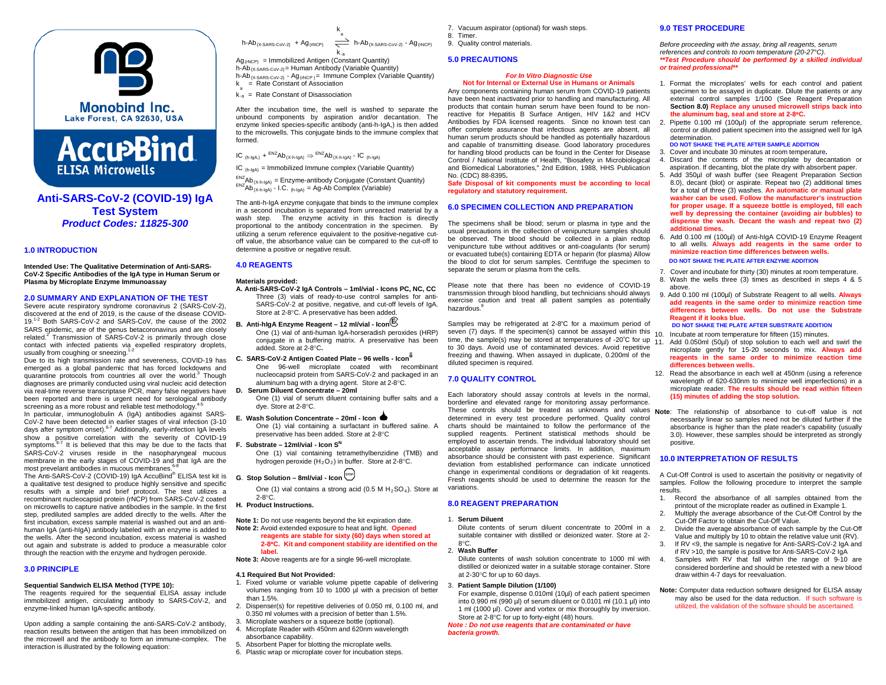Monobind Inc.
Lake Forest, CA 92630, USA

AccuBind
ELISA Microwells

# Anti-SARS-CoV-2 (COVID-19) IgA Test System

***Product Codes: 11825-300***

## 1.0 INTRODUCTION

**Intended Use: The Qualitative Determination of Anti-SARS-CoV-2 Specific Antibodies of the IgA type in Human Serum or Plasma by Microplate Enzyme Immunoassay**

## 2.0 SUMMARY AND EXPLANATION OF THE TEST

Severe acute respiratory syndrome coronavirus 2 (SARS-CoV-2), discovered at the end of 2019, is the cause of the disease COVID-19.[1-2] Both SARS-CoV-2 and SARS-CoV, the cause of the 2002 SARS epidemic, are of the genus betacoronavirus and are closely related.[2] Transmission of SARS-CoV-2 is primarily through close contact with infected patients via expelled respiratory droplets, usually from coughing or sneezing.[1-2]

Due to its high transmission rate and severeness, COVID-19 has emerged as a global pandemic that has forced lockdowns and quarantine protocols from countries all over the world.[3] Though diagnoses are primarily conducted using viral nucleic acid detection via real-time reverse transcriptase PCR, many false negatives have been reported and there is urgent need for serological antibody screening as a more robust and reliable test methodology.[4-5]

In particular, immunoglobulin A (IgA) antibodies against SARS-CoV-2 have been detected in earlier stages of viral infection (3-10 days after symptom onset).[6-7] Additionally, early-infection IgA levels show a positive correlation with the severity of COVID-19 symptoms.[6-7] It is believed that this may be due to the facts that SARS-CoV-2 viruses reside in the nasopharyngeal mucous membrane in the early stages of COVID-19 and that IgA are the most prevalent antibodies in mucous membranes.[6-8]

The Anti-SARS-CoV-2 (COVID-19) IgA AccuBind® ELISA test kit is a qualitative test designed to produce highly sensitive and specific results with a simple and brief protocol. The test utilizes a recombinant nucleocapsid protein (rNCP) from SARS-CoV-2 coated on microwells to capture native antibodies in the sample. In the first step, prediluted samples are added directly to the wells. After the first incubation, excess sample material is washed out and an anti-human IgA (anti-hIgA) antibody labeled with an enzyme is added to the wells. After the second incubation, excess material is washed out again and substrate is added to produce a measurable color through the reaction with the enzyme and hydrogen peroxide.

## 3.0 PRINCIPLE

**Sequential Sandwich ELISA Method (TYPE 10):**

The reagents required for the sequential ELISA assay include immobilized antigen, circulating antibody to SARS-CoV-2, and enzyme-linked human IgA-specific antibody.

Upon adding a sample containing the anti-SARS-CoV-2 antibody, reaction results between the antigen that has been immobilized on the microwell and the antibody to form an immune-complex. The interaction is illustrated by the following equation:

$$h\text{-}Ab_{(X\text{-}SARS\text{-}CoV\text{-}2)} + Ag_{(rNCP)} \underset{k_{-a}}{\overset{k_a}{\rightleftharpoons}} h\text{-}Ab_{(X\text{-}SARS\text{-}CoV\text{-}2)}\text{-}Ag_{(rNCP)}$$

$Ag_{(rNCP)}$ = Immobilized Antigen (Constant Quantity)
$h\text{-}Ab_{(X\text{-}SARS\text{-}CoV\text{-}2)}$ = Human Antibody (Variable Quantity)
$h\text{-}Ab_{(X\text{-}SARS\text{-}CoV\text{-}2)}\text{-}Ag_{(rNCP)}$ = Immune Complex (Variable Quantity)
$k_a$ = Rate Constant of Association
$k_{-a}$ = Rate Constant of Disassociation

After the incubation time, the well is washed to separate the unbound components by aspiration and/or decantation. The enzyme linked species-specific antibody (anti-h-IgA,) is then added to the microwells. This conjugate binds to the immune complex that formed.

$$IC_{(h\text{-}IgA)} + {}^{ENZ}Ab_{(X\text{-}h\text{-}IgA)} \Rightarrow {}^{ENZ}Ab_{(X\text{-}h\text{-}IgA)}\text{-}IC_{(h\text{-}IgA)}$$

$IC_{(h\text{-}IgA)}$ = Immobilized Immune complex (Variable Quantity)
${}^{ENZ}Ab_{(X\text{-}h\text{-}IgA)}$ = Enzyme-antibody Conjugate (Constant Quantity)
${}^{ENZ}Ab_{(X\text{-}h\text{-}IgA)}\text{-}I.C._{(h\text{-}IgA)}$ = Ag-Ab Complex (Variable)

The anti-h-IgA enzyme conjugate that binds to the immune complex in a second incubation is separated from unreacted material by a wash step. The enzyme activity in this fraction is directly proportional to the antibody concentration in the specimen. By utilizing a serum reference equivalent to the positive-negative cut-off value, the absorbance value can be compared to the cut-off to determine a positive or negative result.

## 4.0 REAGENTS

**Materials provided:**

**A. Anti-SARS-CoV-2 IgA Controls – 1ml/vial - Icons PC, NC, CC**
Three (3) vials of ready-to-use control samples for anti-SARS-CoV-2 at positive, negative, and cut-off levels of IgA. Store at 2-8°C. A preservative has been added.

**B. Anti-hIgA Enzyme Reagent – 12 ml/vial - Icon E**
One (1) vial of anti-human IgA-horseradish peroxides (HRP) conjugate in a buffering matrix. A preservative has been added. Store at 2-8°C**.**

**C. SARS-CoV-2 Antigen Coated Plate – 96 wells - Icon**
One 96-well microplate coated with recombinant nucleocapsid protein from SARS-CoV-2 and packaged in an aluminum bag with a drying agent. Store at 2-8°C.

**D. Serum Diluent Concentrate – 20ml**
One (1) vial of serum diluent containing buffer salts and a dye. Store at 2-8°C.

**E. Wash Solution Concentrate – 20ml - Icon**
One (1) vial containing a surfactant in buffered saline. A preservative has been added. Store at 2-8°C

**F. Substrate – 12ml/vial - Icon $S^N$**
One (1) vial containing tetramethylbenzidine (TMB) and hydrogen peroxide ($H_2O_2$) in buffer. Store at 2-8°C.

**G. Stop Solution – 8ml/vial - Icon STOP**
One (1) vial contains a strong acid (0.5 M $H_2SO_4$). Store at 2-8°C.

**H. Product Instructions.**

**Note 1:** Do not use reagents beyond the kit expiration date.
**Note 2:** Avoid extended exposure to heat and light. **Opened reagents are stable for sixty (60) days when stored at 2-8ºC. Kit and component stability are identified on the label.**
**Note 3:** Above reagents are for a single 96-well microplate.

### 4.1 Required But Not Provided:

1. Fixed volume or variable volume pipette capable of delivering volumes ranging from 10 to 1000 µl with a precision of better than 1.5%.
2. Dispenser(s) for repetitive deliveries of 0.050 ml, 0.100 ml, and 0.350 ml volumes with a precision of better than 1.5%.
3. Microplate washers or a squeeze bottle (optional).
4. Microplate Reader with 450nm and 620nm wavelength absorbance capability.
5. Absorbent Paper for blotting the microplate wells.
6. Plastic wrap or microplate cover for incubation steps.
7. Vacuum aspirator (optional) for wash steps.
8. Timer.
9. Quality control materials.

## 5.0 PRECAUTIONS

***For In Vitro Diagnostic Use***
**Not for Internal or External Use in Humans or Animals**

Any components containing human serum from COVID-19 patients have been heat inactivated prior to handling and manufacturing. All products that contain human serum have been found to be non-reactive for Hepatitis B Surface Antigen, HIV 1&2 and HCV Antibodies by FDA licensed reagents. Since no known test can offer complete assurance that infectious agents are absent, all human serum products should be handled as potentially hazardous and capable of transmitting disease. Good laboratory procedures for handling blood products can be found in the Center for Disease Control / National Institute of Health, "Biosafety in Microbiological and Biomedical Laboratories," 2nd Edition, 1988, HHS Publication No. (CDC) 88-8395**.**

**Safe Disposal of kit components must be according to local regulatory and statutory requirement.**

## 6.0 SPECIMEN COLLECTION AND PREPARATION

The specimens shall be blood; serum or plasma in type and the usual precautions in the collection of venipuncture samples should be observed. The blood should be collected in a plain redtop venipuncture tube without additives or anti-coagulants (for serum) or evacuated tube(s) containing EDTA or heparin (for plasma) Allow the blood to clot for serum samples. Centrifuge the specimen to separate the serum or plasma from the cells.

Please note that there has been no evidence of COVID-19 transmission through blood handling, but technicians should always exercise caution and treat all patient samples as potentially hazardous.[9]

Samples may be refrigerated at 2-8°C for a maximum period of seven (7) days. If the specimen(s) cannot be assayed within this time, the sample(s) may be stored at temperatures of -20°C for up to 30 days. Avoid use of contaminated devices. Avoid repetitive freezing and thawing. When assayed in duplicate, 0.200ml of the diluted specimen is required.

## 7.0 QUALITY CONTROL

Each laboratory should assay controls at levels in the normal, borderline and elevated range for monitoring assay performance. These controls should be treated as unknowns and values determined in every test procedure performed. Quality control charts should be maintained to follow the performance of the supplied reagents. Pertinent statistical methods should be employed to ascertain trends. The individual laboratory should set acceptable assay performance limits. In addition, maximum absorbance should be consistent with past experience. Significant deviation from established performance can indicate unnoticed change in experimental conditions or degradation of kit reagents. Fresh reagents should be used to determine the reason for the variations.

## 8.0 REAGENT PREPARATION

1. **Serum Diluent**
Dilute contents of serum diluent concentrate to 200ml in a suitable container with distilled or deionized water. Store at 2-8°C.
2. **Wash Buffer**
Dilute contents of wash solution concentrate to 1000 ml with distilled or deionized water in a suitable storage container. Store at 2-30°C for up to 60 days.
3. **Patient Sample Dilution (1/100)**
For example, dispense 0.010ml (10µl) of each patient specimen into 0.990 ml (990 µl) of serum diluent or 0.0101 ml (10.1 µl) into 1 ml (1000 µl). Cover and vortex or mix thoroughly by inversion. Store at 2-8°C for up to forty-eight (48) hours.

***Note : Do not use reagents that are contaminated or have bacteria growth.***

## 9.0 TEST PROCEDURE

*Before proceeding with the assay, bring all reagents, serum references and controls to room temperature (20-27°C).*
***\*\*Test Procedure should be performed by a skilled individual or trained professional\*\****

1. Format the microplates' wells for each control and patient specimen to be assayed in duplicate. Dilute the patients or any external control samples 1/100 (See Reagent Preparation **Section 8.0) Replace any unused microwell strips back into the aluminum bag, seal and store at 2-8ºC.**
2. Pipette 0.100 ml (100µl) of the appropriate serum reference, control or diluted patient specimen into the assigned well for IgA determination.
**DO NOT SHAKE THE PLATE AFTER SAMPLE ADDITION**
3. Cover and incubate 30 minutes at room temperature**.**
4. Discard the contents of the microplate by decantation or aspiration. If decanting, blot the plate dry with absorbent paper.
5. Add 350µl of wash buffer (see Reagent Preparation Section 8.0), decant (blot) or aspirate. Repeat two (2) additional times for a total of three (3) washes. **An automatic or manual plate washer can be used. Follow the manufacturer's instruction for proper usage. If a squeeze bottle is employed, fill each well by depressing the container (avoiding air bubbles) to dispense the wash. Decant the wash and repeat two (2) additional times.**
6. Add 0.100 ml (100µl) of Anti-hIgA COVID-19 Enzyme Reagent to all wells. **Always add reagents in the same order to minimize reaction time differences between wells.**
**DO NOT SHAKE THE PLATE AFTER ENZYME ADDITION**
7. Cover and incubate for thirty (30) minutes at room temperature.
8. Wash the wells three (3) times as described in steps 4 & 5 above.
9. Add 0.100 ml (100µl) of Substrate Reagent to all wells. **Always add reagents in the same order to minimize reaction time differences between wells. Do not use the Substrate Reagent if it looks blue.**
**DO NOT SHAKE THE PLATE AFTER SUBSTRATE ADDITION**
10. Incubate at room temperature for fifteen (15) minutes.
11. Add 0.050ml (50µl) of stop solution to each well and swirl the microplate gently for 15-20 seconds to mix. **Always add reagents in the same order to minimize reaction time differences between wells.**
12. Read the absorbance in each well at 450nm (using a reference wavelength of 620-630nm to minimize well imperfections) in a microplate reader. **The results should be read within fifteen (15) minutes of adding the stop solution.**

**Note**: The relationship of absorbance to cut-off value is not necessarily linear so samples need not be diluted further if the absorbance is higher than the plate reader's capability (usually 3.0). However, these samples should be interpreted as strongly positive.

## 10.0 INTERPRETATION OF RESULTS

A Cut-Off Control is used to ascertain the positivity or negativity of samples. Follow the following procedure to interpret the sample results.

1. Record the absorbance of all samples obtained from the printout of the microplate reader as outlined in Example 1.
2. Multiply the average absorbance of the Cut-Off Control by the Cut-Off Factor to obtain the Cut-Off Value.
2. Divide the average absorbance of each sample by the Cut-Off Value and multiply by 10 to obtain the relative value unit (RV).
3. If RV <9, the sample is negative for Anti-SARS-CoV-2 IgA and if RV >10, the sample is positive for Anti-SARS-CoV-2 IgA
4. Samples with RV that fall within the range of 9-10 are considered borderline and should be retested with a new blood draw within 4-7 days for reevaluation.

**Note:** Computer data reduction software designed for ELISA assay may also be used for the data reduction. If such software is utilized, the validation of the software should be ascertained.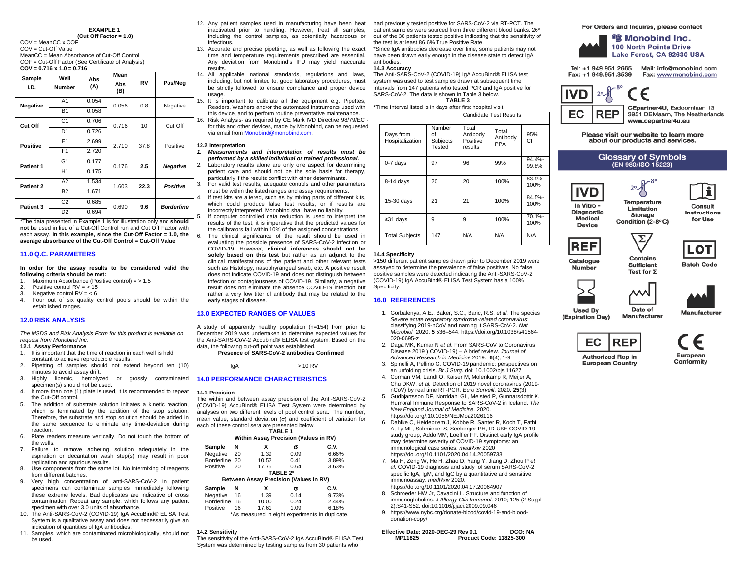**EXAMPLE 1**
**(Cut Off Factor = 1.0)**

COV = MeanCC x COF
COV = Cut-Off Value
MeanCC = Mean Absorbance of Cut-Off Control
COF = Cut-Off Factor (See Certificate of Analysis)
**COV = 0.716 x 1.0 = 0.716**

| Sample I.D. | Well Number | Abs (A) | Mean Abs (B) | RV | Pos/Neg |
|---|---|---|---|---|---|
| Negative | A1 | 0.054 | 0.056 | 0.8 | Negative |
| | B1 | 0.058 | | | |
| Cut Off | C1 | 0.706 | 0.716 | 10 | Cut Off |
| | D1 | 0.726 | | | |
| Positive | E1 | 2.699 | 2.710 | 37.8 | Positive |
| | F1 | 2.720 | | | |
| Patient 1 | G1 | 0.177 | 0.176 | **2.5** | ***Negative*** |
| | H1 | 0.175 | | | |
| Patient 2 | A2 | 1.534 | 1.603 | **22.3** | ***Positive*** |
| | B2 | 1.671 | | | |
| Patient 3 | C2 | 0.685 | 0.690 | **9.6** | ***Borderline*** |
| | D2 | 0.694 | | | |

*The data presented in Example 1 is for illustration only and **should not** be used in lieu of a Cut-Off Control run and Cut Off Factor with each assay. **In this example, since the Cut-Off Factor = 1.0, the average absorbance of the Cut-Off Control = Cut-Off Value**

## 11.0 Q.C. PARAMETERS

**In order for the assay results to be considered valid the following criteria should be met:**

1. Maximum Absorbance (Positive control) = > 1.5
2. Positive control RV = > 15
3. Negative control RV = < 6
4. Four out of six quality control pools should be within the established ranges.

## 12.0 RISK ANALYSIS

*The MSDS and Risk Analysis Form for this product is available on request from Monobind Inc.*

### 12.1 Assay Performance

1. It is important that the time of reaction in each well is held constant to achieve reproducible results.
2. Pipetting of samples should not extend beyond ten (10) minutes to avoid assay drift.
3. Highly lipemic, hemolyzed or grossly contaminated specimen(s) should not be used.
4. If more than one (1) plate is used, it is recommended to repeat the Cut-Off control.
5. The addition of substrate solution initiates a kinetic reaction, which is terminated by the addition of the stop solution. Therefore, the substrate and stop solution should be added in the same sequence to eliminate any time-deviation during reaction.
6. Plate readers measure vertically. Do not touch the bottom of the wells.
7. Failure to remove adhering solution adequately in the aspiration or decantation wash step(s) may result in poor replication and spurious results.
8. Use components from the same lot. No intermixing of reagents from different batches.
9. Very high concentration of anti-SARS-CoV-2 in patient specimens can contaminate samples immediately following these extreme levels. Bad duplicates are indicative of cross contamination. Repeat any sample, which follows any patient specimen with over 3.0 units of absorbance.
10. The Anti-SARS-CoV-2 (COVID-19) IgA AccuBind® ELISA Test System is a qualitative assay and does not necessarily give an indication of quantities of IgA antibodies.
11. Samples, which are contaminated microbiologically, should not be used.
12. Any patient samples used in manufacturing have been heat inactivated prior to handling. However, treat all samples, including the control samples, as potentially hazardous or infectious.
13. Accurate and precise pipetting, as well as following the exact time and temperature requirements prescribed are essential. Any deviation from Monobind's IFU may yield inaccurate results.
14. All applicable national standards, regulations and laws, including, but not limited to, good laboratory procedures, must be strictly followed to ensure compliance and proper device usage.
15. It is important to calibrate all the equipment e.g. Pipettes, Readers, Washers and/or the automated instruments used with this device, and to perform routine preventative maintenance.
16. Risk Analysis- as required by CE Mark IVD Directive 98/79/EC - for this and other devices, made by Monobind, can be requested via email from Monobind@monobind.com.

### 12.2 Interpretation

1. ***Measurements and interpretation of results must be performed by a skilled individual or trained professional.***
2. Laboratory results alone are only one aspect for determining patient care and should not be the sole basis for therapy, particularly if the results conflict with other determinants.
3. For valid test results, adequate controls and other parameters must be within the listed ranges and assay requirements.
4. If test kits are altered, such as by mixing parts of different kits, which could produce false test results, or if results are incorrectly interpreted, Monobind shall have no liability.
5. If computer controlled data reduction is used to interpret the results of the test, it is imperative that the predicted values for the calibrators fall within 10% of the assigned concentrations.
6. The clinical significance of the result should be used in evaluating the possible presence of SARS-CoV-2 infection or COVID-19. However, **clinical inferences should not be solely based on this test** but rather as an adjunct to the clinical manifestations of the patient and other relevant tests such as Histology, nasophyrangeal swab, etc. A positive result does not indicate COVID-19 and does not distinguish between infection or contagiousness of COVID-19. Similarly, a negative result does not eliminate the absence COVID-19 infection but rather a very low titer of antibody that may be related to the early stages of disease.

## 13.0 EXPECTED RANGES OF VALUES

A study of apparently healthy population (n=154) from prior to December 2019 was undertaken to determine expected values for the Anti-SARS-CoV-2 Accubind® ELISA test system. Based on the data, the following cut-off point was established.

**Presence of SARS-CoV-2 antibodies Confirmed**

IgA > 10 RV

## 14.0 PERFORMANCE CHARACTERISTICS

### 14.1 Precision

The within and between assay precision of the Anti-SARS-CoV-2 (COVID-19) AccuBind® ELISA Test System were determined by analyses on two different levels of pool control sera. The number, mean value, standard deviation ($\sigma$) and coefficient of variation for each of these control sera are presented below.

**TABLE 1**
**Within Assay Precision (Values in RV)**

| Sample | N | X | $\sigma$ | C.V. |
|---|---|---|---|---|
| Negative | 20 | 1.39 | 0.09 | 6.66% |
| Borderline | 20 | 10.52 | 0.41 | 3.89% |
| Positive | 20 | 17.75 | 0.64 | 3.63% |

**TABLE 2***
**Between Assay Precision (Values in RV)**

| Sample | N | X | $\sigma$ | C.V. |
|---|---|---|---|---|
| Negative | 16 | 1.39 | 0.14 | 9.73% |
| Borderline | 16 | 10.00 | 0.24 | 2.44% |
| Positive | 16 | 17.61 | 1.09 | 6.18% |

*As measured in eight experiments in duplicate.

### 14.2 Sensitivity

The sensitivity of the Anti-SARS-CoV-2 IgA AccuBind® ELISA Test System was determined by testing samples from 30 patients who had previously tested positive for SARS-CoV-2 via RT-PCT. The patient samples were sourced from three different blood banks. 26* out of the 30 patients tested positive indicating that the sensitivity of the test is at least 86.6% True Positive Rate.

*Since IgA antibodies decrease over time, some patients may not have been drawn early enough in the disease state to detect IgA antibodies.

### 14.3 Accuracy

The Anti-SARS-CoV-2 (COVID-19) IgA AccuBind® ELISA test system was used to test samples drawn at subsequent time intervals from 147 patients who tested PCR and IgA positive for SARS-CoV-2. The data is shown in Table 3 below.

**TABLE 3**

*Time Interval listed is in days after first hospital visit.

| | | Candidate Test Results | | |
|---|---|---|---|---|
| Days from Hospitalization | Number of Subjects Tested | Total Antibody Positive results | Total Antibody PPA | 95% CI |
| 0-7 days | 97 | 96 | 99% | 94.4%-99.8% |
| 8-14 days | 20 | 20 | 100% | 83.9%-100% |
| 15-30 days | 21 | 21 | 100% | 84.5%-100% |
| ≥31 days | 9 | 9 | 100% | 70.1%-100% |
| Total Subjects | 147 | N/A | N/A | N/A |

### 14.4 Specificity

>150 different patient samples drawn prior to December 2019 were assayed to determine the prevalence of false positives. No false positive samples were detected indicating the Anti-SARS-CoV-2 (COVID-19) IgA AccuBind® ELISA Test System has a 100% Specificity.

## 16.0 REFERENCES

1. Gorbalenya, A.E., Baker, S.C., Baric, R.S. *et al.* The species *Severe acute respiratory syndrome-related coronavirus*: classifying 2019-nCoV and naming it SARS-CoV-2. *Nat Microbiol* 2020. **5** 536–544. https://doi.org/10.1038/s41564-020-0695-z
2. Daga MK, Kumar N *et al.* From SARS-CoV to Coronavirus Disease 2019 ) COVID-19) – A brief review. *Journal of Advanced Research in Medicine* 2019. **6**(4), 1-9
3. Spinelli A, Pellino G. COVID-19 pandemic: perspectives on an unfolding crisis. *Br J Surg.* doi: 10.1002/bjs.11627
4. Corman VM, Landt O, Kaiser M, Molenkamp R, Meijer A, Chu DKW, *et al.* Detection of 2019 novel coronavirus (2019-nCoV) by real time RT-PCR. *Euro Surveill*. 2020. **25**(3)
5. Gudbjartsson DF, Norddahl GL, Melsted P, Gunnarsdottir K. Humoral Immune Response to SARS-CoV-2 in Iceland. *The New England Journal of Medicine.* 2020. https://doi.org/:10.1056/NEJMoa2026116
6. Dahlke C, Heidepriem J, Kobbe R, Santer R, Koch T, Fathi A, Ly ML, Schmiedel S, Seeberger PH, ID-UKE COVID-19 study group, Addo MM, Loeffler FF. Distinct early IgA profile may determine severity of COVID-19 symptoms: an immunological case series. *medRxiv* 2020 https://doi.org/10.1101/2020.04.14.20059733
7. Ma H, Zeng W, He H, Zhao D, Yang Y, Jiang D, Zhou P *et al.* COVID-19 diagnosis and study of serum SARS-CoV-2 specific IgA, IgM, and IgG by a quantitative and sensitive immunoassay. *medRxiv* 2020. https://doi.org/10.1101/2020.04.17.20064907
8. Schroeder HW Jr, Cavacini L. Structure and function of immunoglobulins. *J Allergy Clin Immunol*. 2010; 125 (2 Suppl 2):S41-S52. doi:10.1016/j.jaci.2009.09.046
9. https://www.nybc.org/donate-blood/covid-19-and-blood-donation-copy/

**Effective Date: 2020-DEC-29 Rev 0.1 DCO: NA**
**MP11825 Product Code: 11825-300**

For Orders and Inquires, please contact

**Monobind Inc.**
**100 North Pointe Drive**
**Lake Forest, CA 92630 USA**

Tel: +1 949.951.2665 Mail: info@monobind.com
Fax: +1 949.951.3539 Fax: www.monobind.com

IVD 2°-8° CE

EC REP CEpartner4U, Esdoornlaan 13 3951 DBMaarn, The Neatherlands www.cepartner4u.eu

Please visit our website to learn more about our products and services.

## Glossary of Symbols (EN 980/ISO 15223)

- IVD — In Vitro - Diagnostic Medical Device
- 2°-8° — Temperature Limitation Storage Condition (2-8°C)
- Consult Instructions for Use
- REF — Catalogue Number
- Σ — Contains Sufficient Test for Σ
- LOT — Batch Code
- Used By (Expiration Day)
- Date of Manufacturer
- Manufacturer
- EC REP — Authorized Rep in European Country
- CE — European Conformity